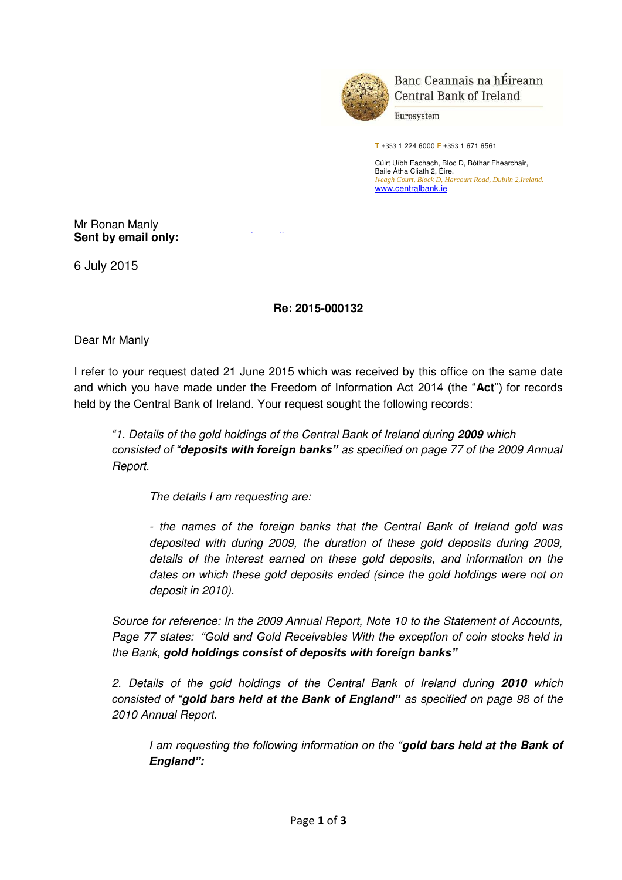Banc Ceannais na hÉireann
Central Bank of Ireland
Eurosystem

T +353 1 224 6000 F +353 1 671 6561

Cúirt Uíbh Eachach, Bloc D, Bóthar Fhearchair,
Baile Átha Cliath 2, Éire.
*Iveagh Court, Block D, Harcourt Road, Dublin 2,Ireland.*
www.centralbank.ie

Mr Ronan Manly
**Sent by email only:**

6 July 2015

**Re: 2015-000132**

Dear Mr Manly

I refer to your request dated 21 June 2015 which was received by this office on the same date and which you have made under the Freedom of Information Act 2014 (the "**Act**") for records held by the Central Bank of Ireland. Your request sought the following records:

> *"1. Details of the gold holdings of the Central Bank of Ireland during **2009** which consisted of "**deposits with foreign banks"** as specified on page 77 of the 2009 Annual Report.*
>
> > *The details I am requesting are:*
> >
> > *- the names of the foreign banks that the Central Bank of Ireland gold was deposited with during 2009, the duration of these gold deposits during 2009, details of the interest earned on these gold deposits, and information on the dates on which these gold deposits ended (since the gold holdings were not on deposit in 2010).*
>
> *Source for reference: In the 2009 Annual Report, Note 10 to the Statement of Accounts, Page 77 states: "Gold and Gold Receivables With the exception of coin stocks held in the Bank, **gold holdings consist of deposits with foreign banks"***
>
> *2. Details of the gold holdings of the Central Bank of Ireland during **2010** which consisted of "**gold bars held at the Bank of England"** as specified on page 98 of the 2010 Annual Report.*
>
> > *I am requesting the following information on the "**gold bars held at the Bank of England":***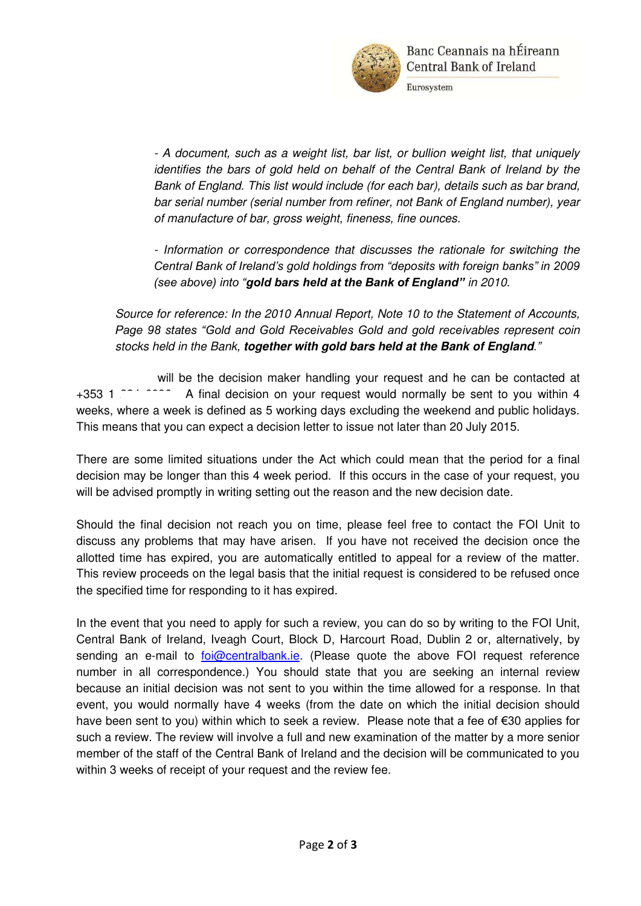- *A document, such as a weight list, bar list, or bullion weight list, that uniquely identifies the bars of gold held on behalf of the Central Bank of Ireland by the Bank of England. This list would include (for each bar), details such as bar brand, bar serial number (serial number from refiner, not Bank of England number), year of manufacture of bar, gross weight, fineness, fine ounces.*

- *Information or correspondence that discusses the rationale for switching the Central Bank of Ireland's gold holdings from "deposits with foreign banks" in 2009 (see above) into "**gold bars held at the Bank of England"** in 2010.*

*Source for reference: In the 2010 Annual Report, Note 10 to the Statement of Accounts, Page 98 states "Gold and Gold Receivables Gold and gold receivables represent coin stocks held in the Bank, **together with gold bars held at the Bank of England**."*

will be the decision maker handling your request and he can be contacted at +353 1 . A final decision on your request would normally be sent to you within 4 weeks, where a week is defined as 5 working days excluding the weekend and public holidays. This means that you can expect a decision letter to issue not later than 20 July 2015.

There are some limited situations under the Act which could mean that the period for a final decision may be longer than this 4 week period. If this occurs in the case of your request, you will be advised promptly in writing setting out the reason and the new decision date.

Should the final decision not reach you on time, please feel free to contact the FOI Unit to discuss any problems that may have arisen. If you have not received the decision once the allotted time has expired, you are automatically entitled to appeal for a review of the matter. This review proceeds on the legal basis that the initial request is considered to be refused once the specified time for responding to it has expired.

In the event that you need to apply for such a review, you can do so by writing to the FOI Unit, Central Bank of Ireland, Iveagh Court, Block D, Harcourt Road, Dublin 2 or, alternatively, by sending an e-mail to foi@centralbank.ie. (Please quote the above FOI request reference number in all correspondence.) You should state that you are seeking an internal review because an initial decision was not sent to you within the time allowed for a response. In that event, you would normally have 4 weeks (from the date on which the initial decision should have been sent to you) within which to seek a review. Please note that a fee of €30 applies for such a review. The review will involve a full and new examination of the matter by a more senior member of the staff of the Central Bank of Ireland and the decision will be communicated to you within 3 weeks of receipt of your request and the review fee.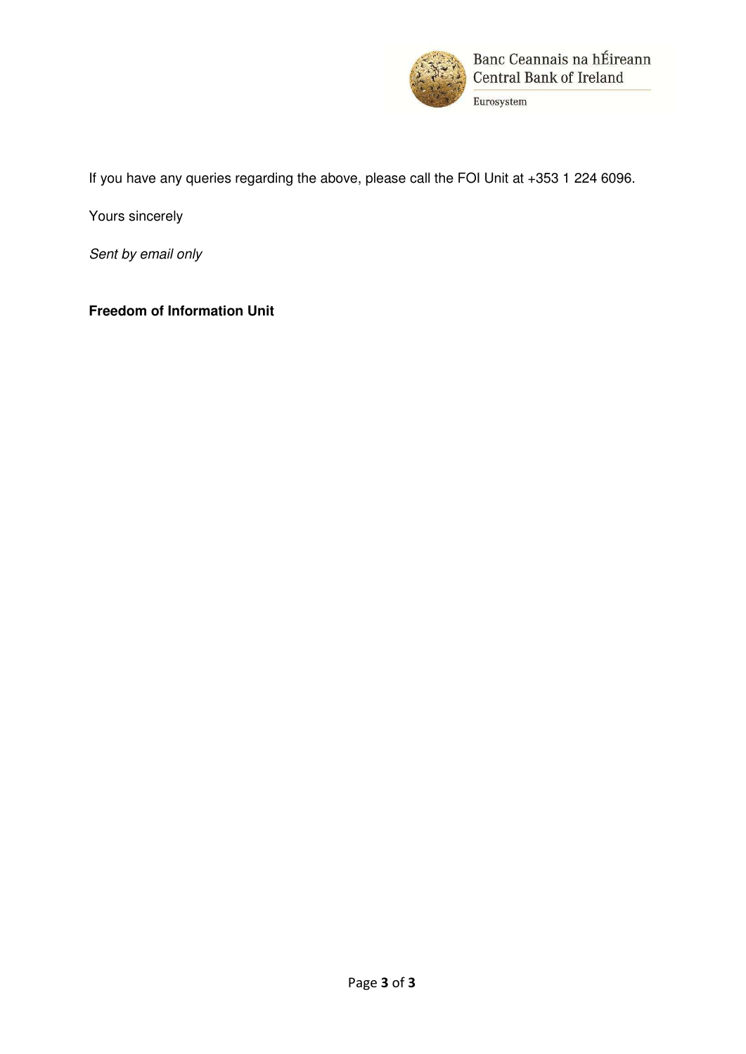If you have any queries regarding the above, please call the FOI Unit at +353 1 224 6096.

Yours sincerely

*Sent by email only*

**Freedom of Information Unit**